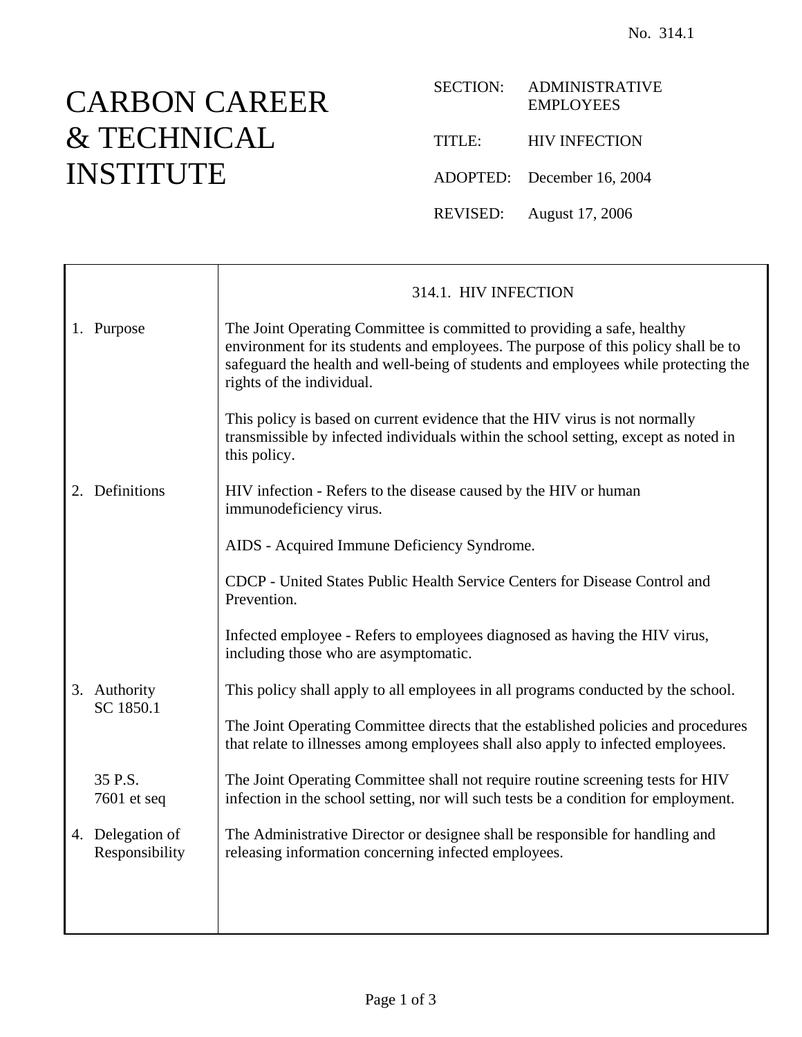No. 314.1

# CARBON CAREER & TECHNICAL INSTITUTE

SECTION: ADMINISTRATIVE EMPLOYEES

TITLE: HIV INFECTION

ADOPTED: December 16, 2004

REVISED: August 17, 2006

## 314.1. HIV INFECTION

**1. Purpose**

The Joint Operating Committee is committed to providing a safe, healthy environment for its students and employees. The purpose of this policy shall be to safeguard the health and well-being of students and employees while protecting the rights of the individual.

This policy is based on current evidence that the HIV virus is not normally transmissible by infected individuals within the school setting, except as noted in this policy.

**2. Definitions**

HIV infection - Refers to the disease caused by the HIV or human immunodeficiency virus.

AIDS - Acquired Immune Deficiency Syndrome.

CDCP - United States Public Health Service Centers for Disease Control and Prevention.

Infected employee - Refers to employees diagnosed as having the HIV virus, including those who are asymptomatic.

**3. Authority**
SC 1850.1

This policy shall apply to all employees in all programs conducted by the school.

The Joint Operating Committee directs that the established policies and procedures that relate to illnesses among employees shall also apply to infected employees.

35 P.S. 7601 et seq

The Joint Operating Committee shall not require routine screening tests for HIV infection in the school setting, nor will such tests be a condition for employment.

**4. Delegation of Responsibility**

The Administrative Director or designee shall be responsible for handling and releasing information concerning infected employees.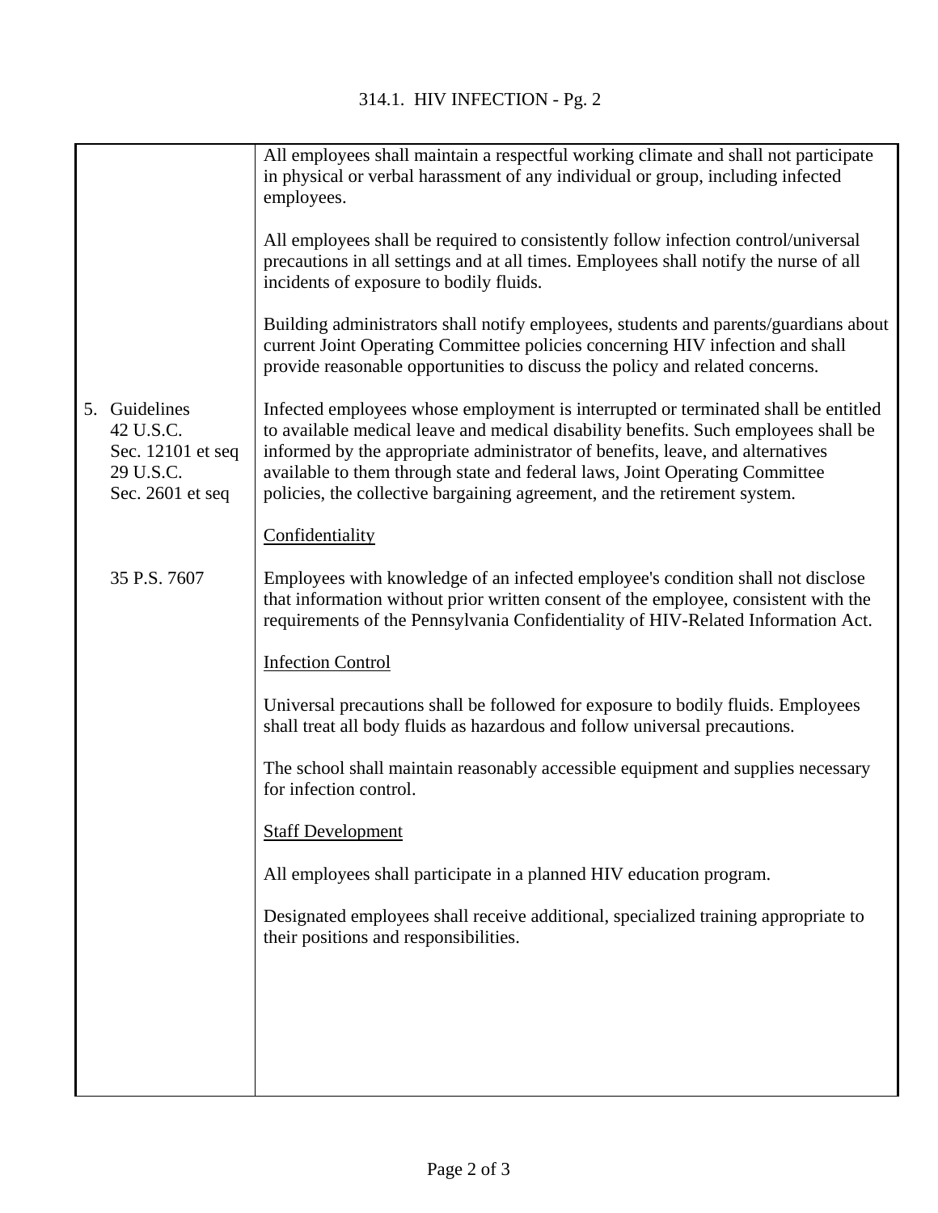All employees shall maintain a respectful working climate and shall not participate in physical or verbal harassment of any individual or group, including infected employees.

All employees shall be required to consistently follow infection control/universal precautions in all settings and at all times. Employees shall notify the nurse of all incidents of exposure to bodily fluids.

Building administrators shall notify employees, students and parents/guardians about current Joint Operating Committee policies concerning HIV infection and shall provide reasonable opportunities to discuss the policy and related concerns.

## 5. Guidelines

42 U.S.C. Sec. 12101 et seq
29 U.S.C. Sec. 2601 et seq

Infected employees whose employment is interrupted or terminated shall be entitled to available medical leave and medical disability benefits. Such employees shall be informed by the appropriate administrator of benefits, leave, and alternatives available to them through state and federal laws, Joint Operating Committee policies, the collective bargaining agreement, and the retirement system.

### Confidentiality

35 P.S. 7607

Employees with knowledge of an infected employee's condition shall not disclose that information without prior written consent of the employee, consistent with the requirements of the Pennsylvania Confidentiality of HIV-Related Information Act.

### Infection Control

Universal precautions shall be followed for exposure to bodily fluids. Employees shall treat all body fluids as hazardous and follow universal precautions.

The school shall maintain reasonably accessible equipment and supplies necessary for infection control.

### Staff Development

All employees shall participate in a planned HIV education program.

Designated employees shall receive additional, specialized training appropriate to their positions and responsibilities.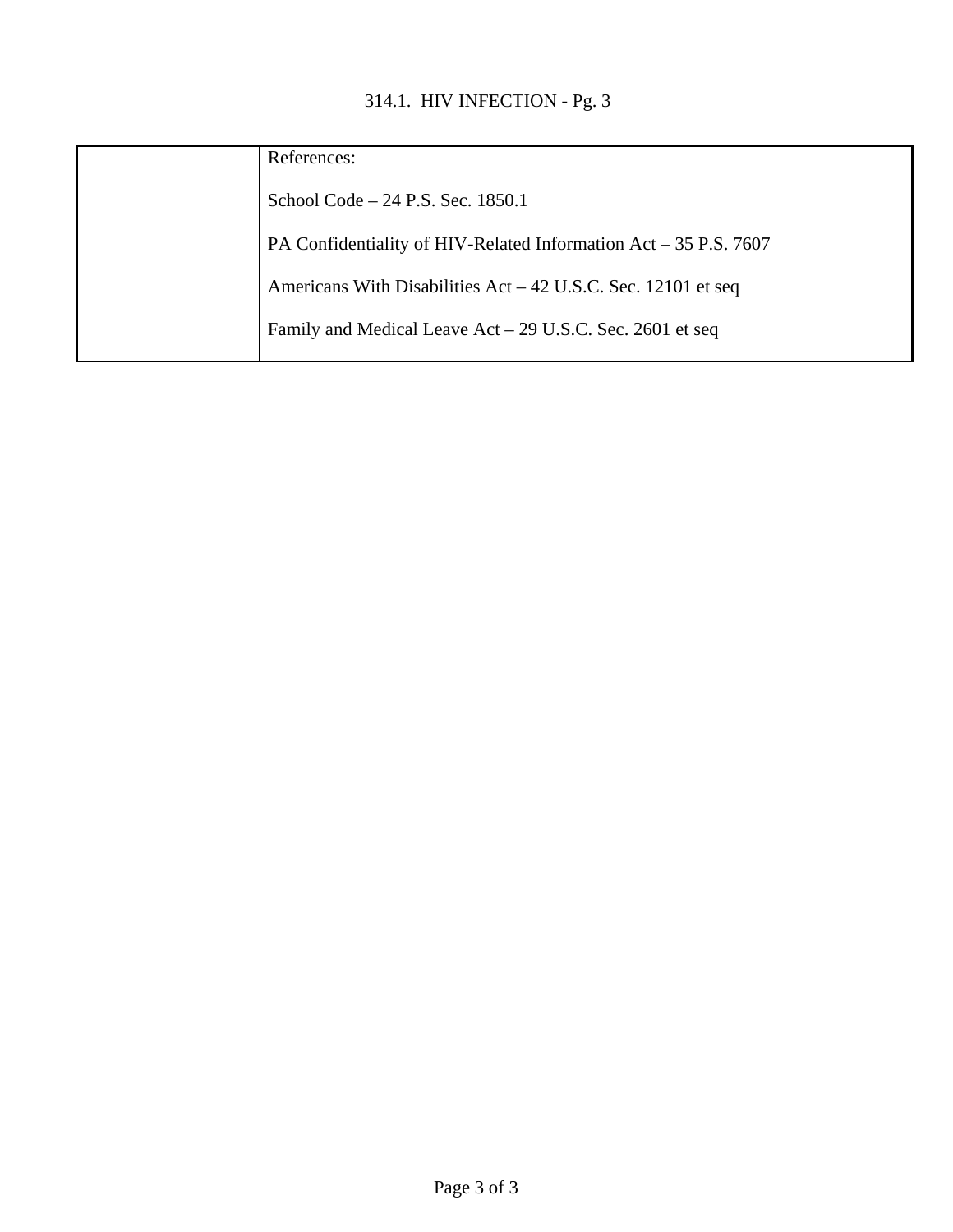| | |
|---|---|
| | References:<br><br>School Code – 24 P.S. Sec. 1850.1<br><br>PA Confidentiality of HIV-Related Information Act – 35 P.S. 7607<br><br>Americans With Disabilities Act – 42 U.S.C. Sec. 12101 et seq<br><br>Family and Medical Leave Act – 29 U.S.C. Sec. 2601 et seq |